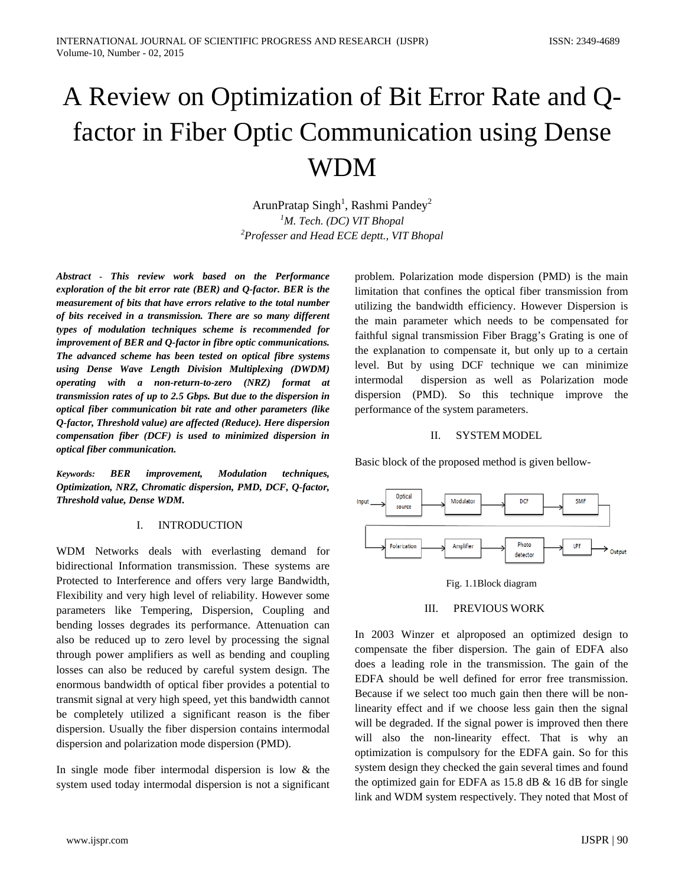# A Review on Optimization of Bit Error Rate and Q-factor in Fiber Optic Communication using Dense WDM

ArunPratap Singh[1], Rashmi Pandey[2]

[1]*M. Tech. (DC) VIT Bhopal*

[2]*Professer and Head ECE deptt., VIT Bhopal*

***Abstract** - This review work based on the Performance exploration of the bit error rate (BER) and Q-factor. BER is the measurement of bits that have errors relative to the total number of bits received in a transmission. There are so many different types of modulation techniques scheme is recommended for improvement of BER and Q-factor in fibre optic communications. The advanced scheme has been tested on optical fibre systems using Dense Wave Length Division Multiplexing (DWDM) operating with a non-return-to-zero (NRZ) format at transmission rates of up to 2.5 Gbps. But due to the dispersion in optical fiber communication bit rate and other parameters (like Q-factor, Threshold value) are affected (Reduce). Here dispersion compensation fiber (DCF) is used to minimized dispersion in optical fiber communication.*

***Keywords:** BER improvement, Modulation techniques, Optimization, NRZ, Chromatic dispersion, PMD, DCF, Q-factor, Threshold value, Dense WDM.*

## I. INTRODUCTION

WDM Networks deals with everlasting demand for bidirectional Information transmission. These systems are Protected to Interference and offers very large Bandwidth, Flexibility and very high level of reliability. However some parameters like Tempering, Dispersion, Coupling and bending losses degrades its performance. Attenuation can also be reduced up to zero level by processing the signal through power amplifiers as well as bending and coupling losses can also be reduced by careful system design. The enormous bandwidth of optical fiber provides a potential to transmit signal at very high speed, yet this bandwidth cannot be completely utilized a significant reason is the fiber dispersion. Usually the fiber dispersion contains intermodal dispersion and polarization mode dispersion (PMD).

In single mode fiber intermodal dispersion is low & the system used today intermodal dispersion is not a significant problem. Polarization mode dispersion (PMD) is the main limitation that confines the optical fiber transmission from utilizing the bandwidth efficiency. However Dispersion is the main parameter which needs to be compensated for faithful signal transmission Fiber Bragg's Grating is one of the explanation to compensate it, but only up to a certain level. But by using DCF technique we can minimize intermodal dispersion as well as Polarization mode dispersion (PMD). So this technique improve the performance of the system parameters.

## II. SYSTEM MODEL

Basic block of the proposed method is given bellow-

Input → Optical source → Modulator → DCF → SMF → Polarization → Amplifier → Photo detector → LPF → Output

Fig. 1.1Block diagram

## III. PREVIOUS WORK

In 2003 Winzer et alproposed an optimized design to compensate the fiber dispersion. The gain of EDFA also does a leading role in the transmission. The gain of the EDFA should be well defined for error free transmission. Because if we select too much gain then there will be non-linearity effect and if we choose less gain then the signal will be degraded. If the signal power is improved then there will also the non-linearity effect. That is why an optimization is compulsory for the EDFA gain. So for this system design they checked the gain several times and found the optimized gain for EDFA as 15.8 dB & 16 dB for single link and WDM system respectively. They noted that Most of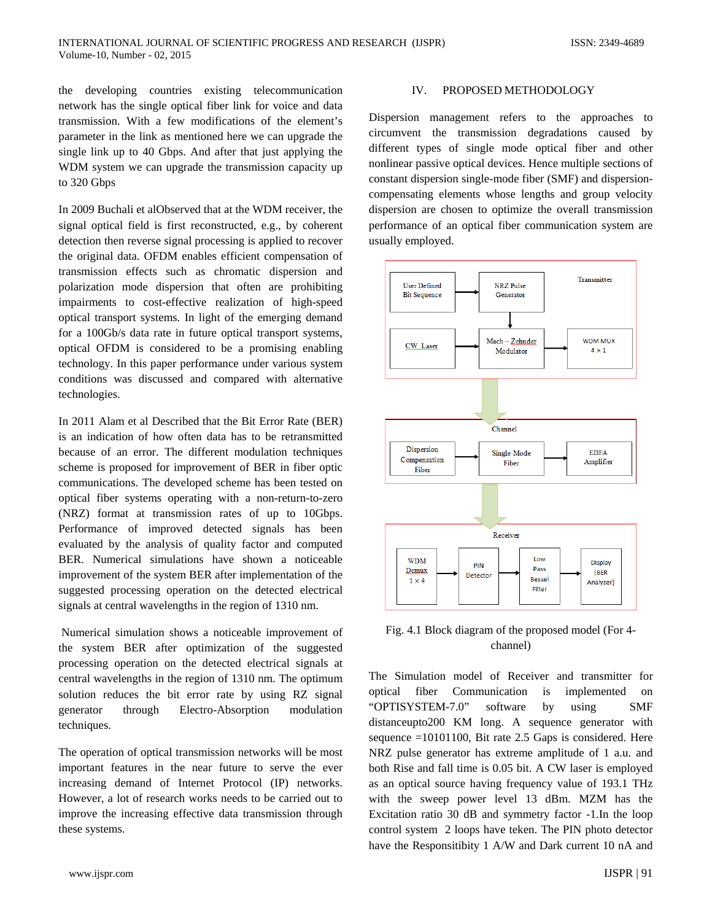the developing countries existing telecommunication network has the single optical fiber link for voice and data transmission. With a few modifications of the element's parameter in the link as mentioned here we can upgrade the single link up to 40 Gbps. And after that just applying the WDM system we can upgrade the transmission capacity up to 320 Gbps

In 2009 Buchali et alObserved that at the WDM receiver, the signal optical field is first reconstructed, e.g., by coherent detection then reverse signal processing is applied to recover the original data. OFDM enables efficient compensation of transmission effects such as chromatic dispersion and polarization mode dispersion that often are prohibiting impairments to cost-effective realization of high-speed optical transport systems. In light of the emerging demand for a 100Gb/s data rate in future optical transport systems, optical OFDM is considered to be a promising enabling technology. In this paper performance under various system conditions was discussed and compared with alternative technologies.

In 2011 Alam et al Described that the Bit Error Rate (BER) is an indication of how often data has to be retransmitted because of an error. The different modulation techniques scheme is proposed for improvement of BER in fiber optic communications. The developed scheme has been tested on optical fiber systems operating with a non-return-to-zero (NRZ) format at transmission rates of up to 10Gbps. Performance of improved detected signals has been evaluated by the analysis of quality factor and computed BER. Numerical simulations have shown a noticeable improvement of the system BER after implementation of the suggested processing operation on the detected electrical signals at central wavelengths in the region of 1310 nm.

Numerical simulation shows a noticeable improvement of the system BER after optimization of the suggested processing operation on the detected electrical signals at central wavelengths in the region of 1310 nm. The optimum solution reduces the bit error rate by using RZ signal generator through Electro-Absorption modulation techniques.

The operation of optical transmission networks will be most important features in the near future to serve the ever increasing demand of Internet Protocol (IP) networks. However, a lot of research works needs to be carried out to improve the increasing effective data transmission through these systems.

## IV. PROPOSED METHODOLOGY

Dispersion management refers to the approaches to circumvent the transmission degradations caused by different types of single mode optical fiber and other nonlinear passive optical devices. Hence multiple sections of constant dispersion single-mode fiber (SMF) and dispersion-compensating elements whose lengths and group velocity dispersion are chosen to optimize the overall transmission performance of an optical fiber communication system are usually employed.

Transmitter: User Defined Bit Sequence → NRZ Pulse Generator → Mach – Zehnder Modulator (with CW Laser) → WDM MUX 4 × 1

Channel: Dispersion Compensation Fiber → Single Mode Fiber → EDFA Amplifier

Receiver: WDM Demux 1 × 4 → PIN Detector → Low Pass Bessel Filter → Display (BER Analyzer)

Fig. 4.1 Block diagram of the proposed model (For 4-channel)

The Simulation model of Receiver and transmitter for optical fiber Communication is implemented on "OPTISYSTEM-7.0" software by using SMF distanceupto200 KM long. A sequence generator with sequence =10101100, Bit rate 2.5 Gaps is considered. Here NRZ pulse generator has extreme amplitude of 1 a.u. and both Rise and fall time is 0.05 bit. A CW laser is employed as an optical source having frequency value of 193.1 THz with the sweep power level 13 dBm. MZM has the Excitation ratio 30 dB and symmetry factor -1.In the loop control system 2 loops have teken. The PIN photo detector have the Responsitibity 1 A/W and Dark current 10 nA and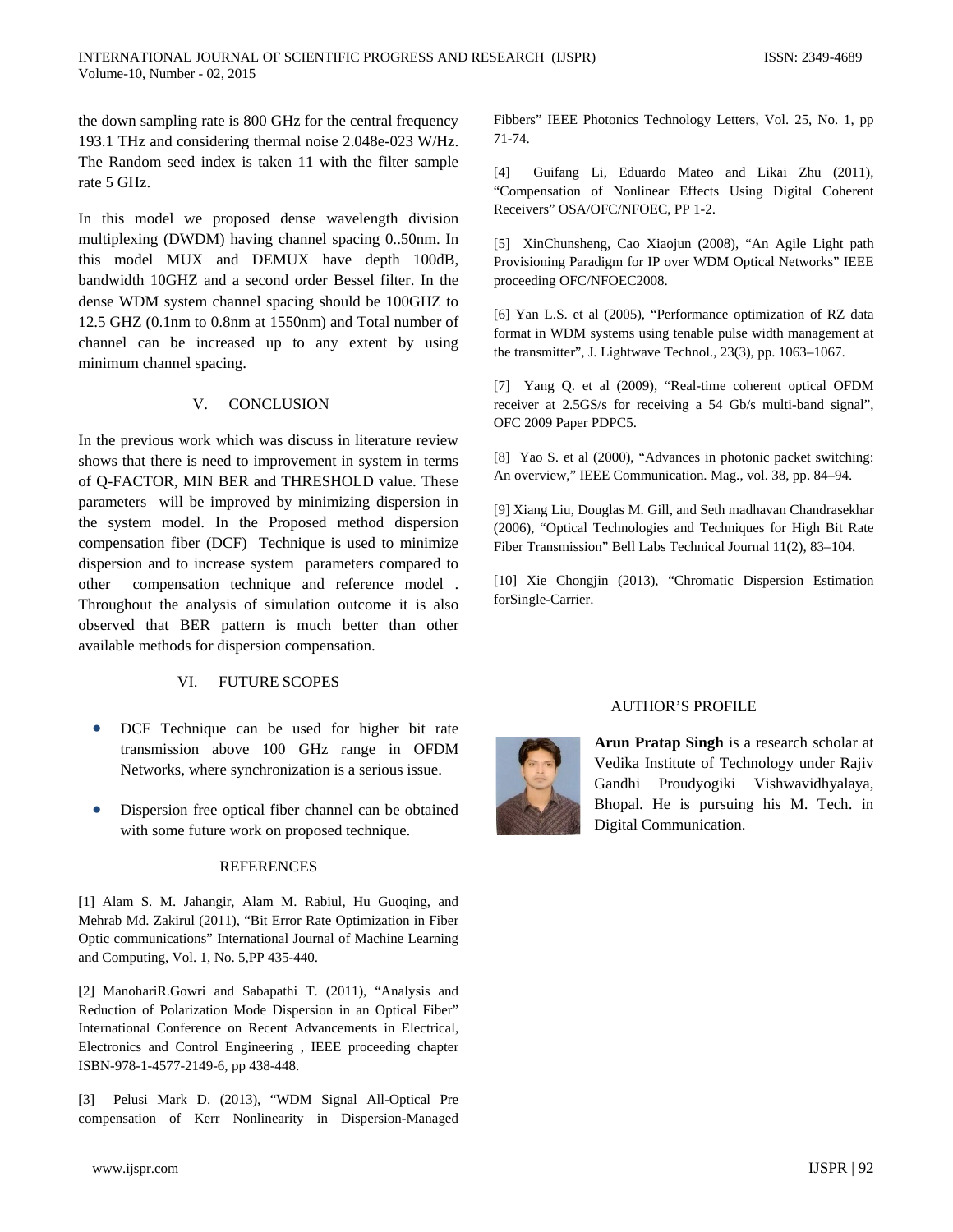the down sampling rate is 800 GHz for the central frequency 193.1 THz and considering thermal noise 2.048e-023 W/Hz. The Random seed index is taken 11 with the filter sample rate 5 GHz.

In this model we proposed dense wavelength division multiplexing (DWDM) having channel spacing 0..50nm. In this model MUX and DEMUX have depth 100dB, bandwidth 10GHZ and a second order Bessel filter. In the dense WDM system channel spacing should be 100GHZ to 12.5 GHZ (0.1nm to 0.8nm at 1550nm) and Total number of channel can be increased up to any extent by using minimum channel spacing.

## V. CONCLUSION

In the previous work which was discuss in literature review shows that there is need to improvement in system in terms of Q-FACTOR, MIN BER and THRESHOLD value. These parameters will be improved by minimizing dispersion in the system model. In the Proposed method dispersion compensation fiber (DCF) Technique is used to minimize dispersion and to increase system parameters compared to other compensation technique and reference model . Throughout the analysis of simulation outcome it is also observed that BER pattern is much better than other available methods for dispersion compensation.

## VI. FUTURE SCOPES

- DCF Technique can be used for higher bit rate transmission above 100 GHz range in OFDM Networks, where synchronization is a serious issue.
- Dispersion free optical fiber channel can be obtained with some future work on proposed technique.

## REFERENCES

[1] Alam S. M. Jahangir, Alam M. Rabiul, Hu Guoqing, and Mehrab Md. Zakirul (2011), "Bit Error Rate Optimization in Fiber Optic communications" International Journal of Machine Learning and Computing, Vol. 1, No. 5,PP 435-440.

[2] ManohariR.Gowri and Sabapathi T. (2011), "Analysis and Reduction of Polarization Mode Dispersion in an Optical Fiber" International Conference on Recent Advancements in Electrical, Electronics and Control Engineering , IEEE proceeding chapter ISBN-978-1-4577-2149-6, pp 438-448.

[3] Pelusi Mark D. (2013), "WDM Signal All-Optical Pre compensation of Kerr Nonlinearity in Dispersion-Managed Fibbers" IEEE Photonics Technology Letters, Vol. 25, No. 1, pp 71-74.

[4] Guifang Li, Eduardo Mateo and Likai Zhu (2011), "Compensation of Nonlinear Effects Using Digital Coherent Receivers" OSA/OFC/NFOEC, PP 1-2.

[5] XinChunsheng, Cao Xiaojun (2008), "An Agile Light path Provisioning Paradigm for IP over WDM Optical Networks" IEEE proceeding OFC/NFOEC2008.

[6] Yan L.S. et al (2005), "Performance optimization of RZ data format in WDM systems using tenable pulse width management at the transmitter", J. Lightwave Technol., 23(3), pp. 1063–1067.

[7] Yang Q. et al (2009), "Real-time coherent optical OFDM receiver at 2.5GS/s for receiving a 54 Gb/s multi-band signal", OFC 2009 Paper PDPC5.

[8] Yao S. et al (2000), "Advances in photonic packet switching: An overview," IEEE Communication. Mag., vol. 38, pp. 84–94.

[9] Xiang Liu, Douglas M. Gill, and Seth madhavan Chandrasekhar (2006), "Optical Technologies and Techniques for High Bit Rate Fiber Transmission" Bell Labs Technical Journal 11(2), 83–104.

[10] Xie Chongjin (2013), "Chromatic Dispersion Estimation forSingle-Carrier.

## AUTHOR'S PROFILE

**Arun Pratap Singh** is a research scholar at Vedika Institute of Technology under Rajiv Gandhi Proudyogiki Vishwavidhyalaya, Bhopal. He is pursuing his M. Tech. in Digital Communication.